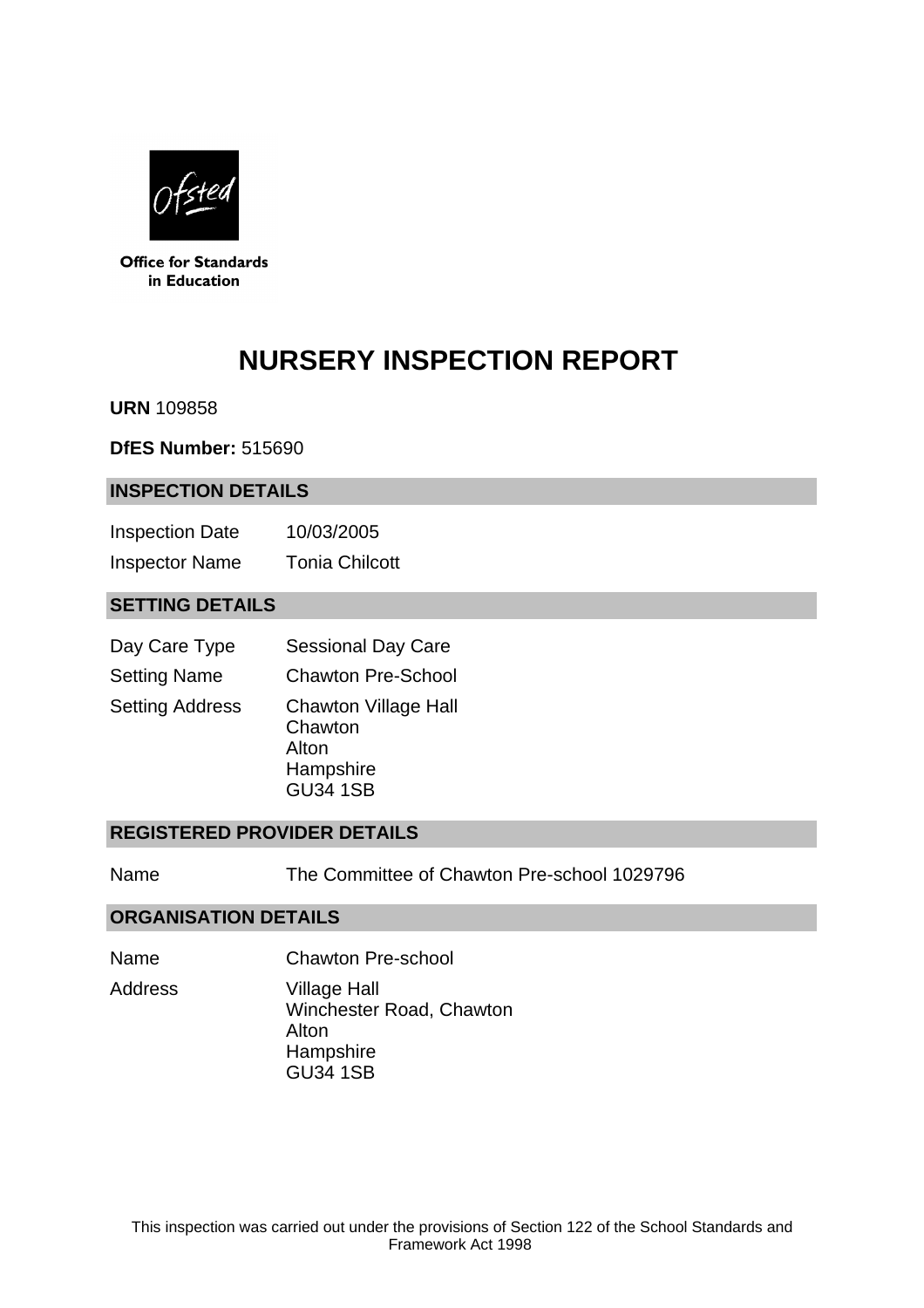Office for Standards in Education

# NURSERY INSPECTION REPORT

**URN** 109858

**DfES Number:** 515690

## INSPECTION DETAILS

| | |
|---|---|
| Inspection Date | 10/03/2005 |
| Inspector Name | Tonia Chilcott |

## SETTING DETAILS

| | |
|---|---|
| Day Care Type | Sessional Day Care |
| Setting Name | Chawton Pre-School |
| Setting Address | Chawton Village Hall<br>Chawton<br>Alton<br>Hampshire<br>GU34 1SB |

## REGISTERED PROVIDER DETAILS

| | |
|---|---|
| Name | The Committee of Chawton Pre-school 1029796 |

## ORGANISATION DETAILS

| | |
|---|---|
| Name | Chawton Pre-school |
| Address | Village Hall<br>Winchester Road, Chawton<br>Alton<br>Hampshire<br>GU34 1SB |

This inspection was carried out under the provisions of Section 122 of the School Standards and Framework Act 1998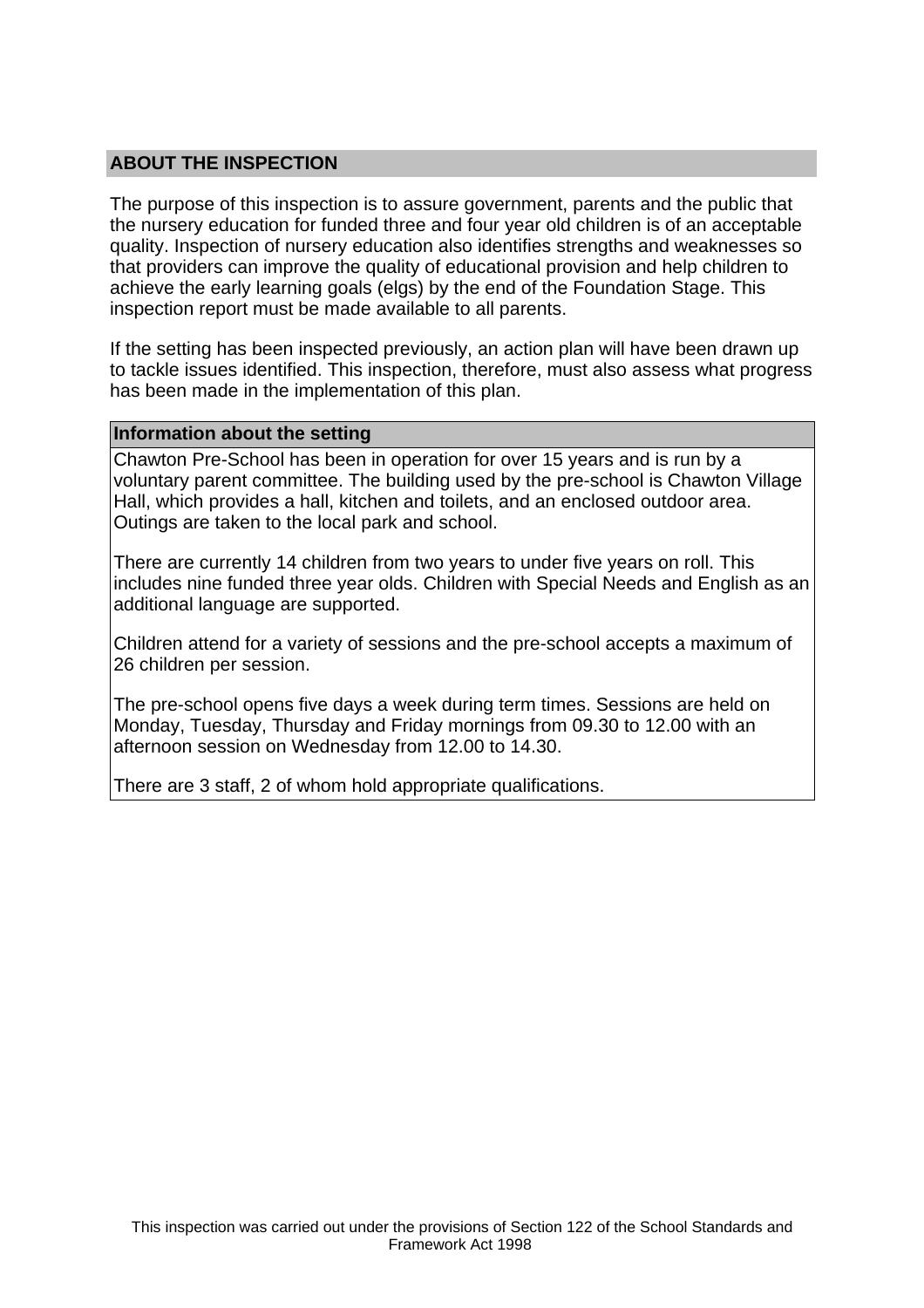## ABOUT THE INSPECTION

The purpose of this inspection is to assure government, parents and the public that the nursery education for funded three and four year old children is of an acceptable quality. Inspection of nursery education also identifies strengths and weaknesses so that providers can improve the quality of educational provision and help children to achieve the early learning goals (elgs) by the end of the Foundation Stage. This inspection report must be made available to all parents.

If the setting has been inspected previously, an action plan will have been drawn up to tackle issues identified. This inspection, therefore, must also assess what progress has been made in the implementation of this plan.

### Information about the setting

Chawton Pre-School has been in operation for over 15 years and is run by a voluntary parent committee. The building used by the pre-school is Chawton Village Hall, which provides a hall, kitchen and toilets, and an enclosed outdoor area. Outings are taken to the local park and school.

There are currently 14 children from two years to under five years on roll. This includes nine funded three year olds. Children with Special Needs and English as an additional language are supported.

Children attend for a variety of sessions and the pre-school accepts a maximum of 26 children per session.

The pre-school opens five days a week during term times. Sessions are held on Monday, Tuesday, Thursday and Friday mornings from 09.30 to 12.00 with an afternoon session on Wednesday from 12.00 to 14.30.

There are 3 staff, 2 of whom hold appropriate qualifications.

This inspection was carried out under the provisions of Section 122 of the School Standards and Framework Act 1998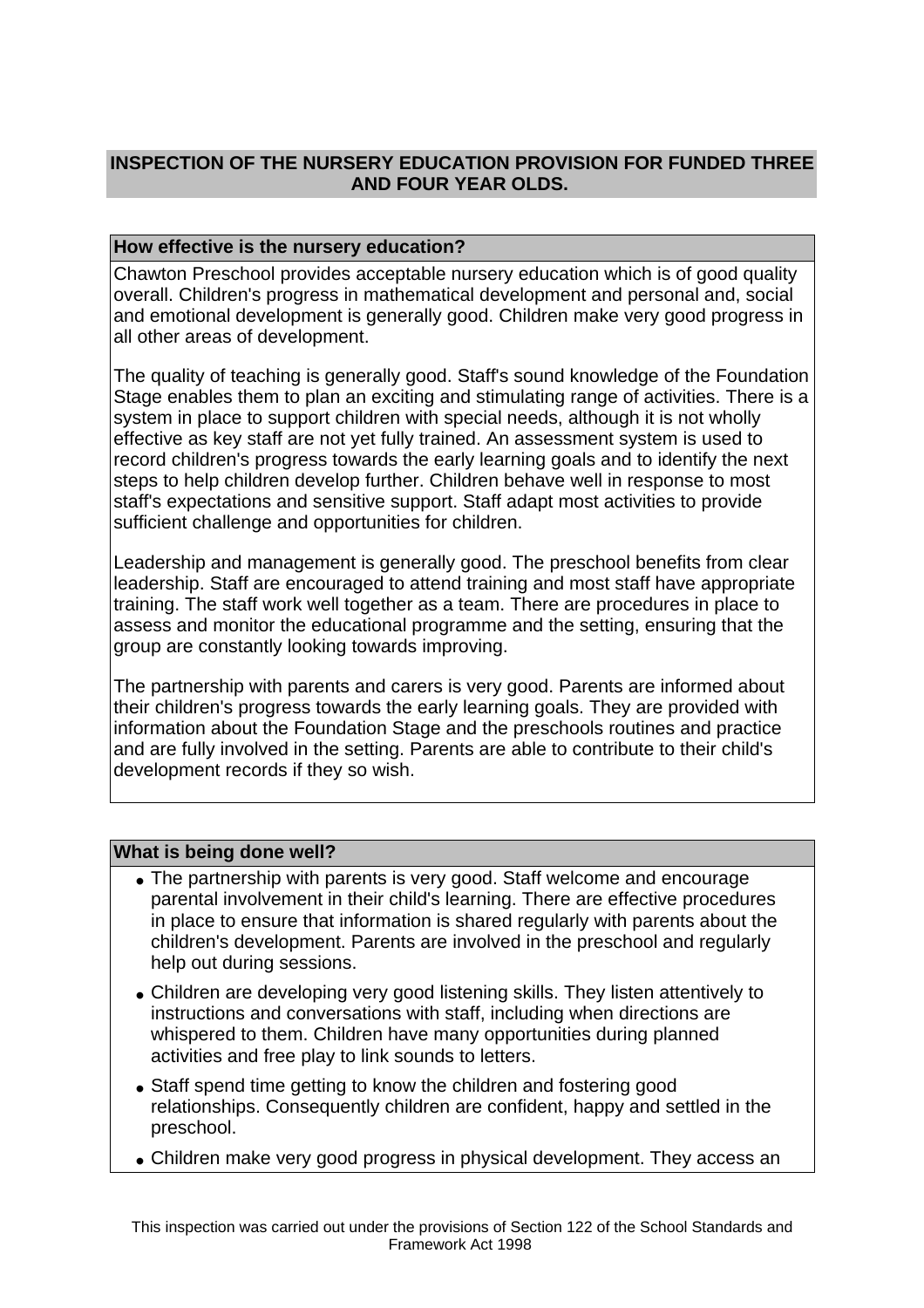## INSPECTION OF THE NURSERY EDUCATION PROVISION FOR FUNDED THREE AND FOUR YEAR OLDS.

### How effective is the nursery education?

Chawton Preschool provides acceptable nursery education which is of good quality overall. Children's progress in mathematical development and personal and, social and emotional development is generally good. Children make very good progress in all other areas of development.

The quality of teaching is generally good. Staff's sound knowledge of the Foundation Stage enables them to plan an exciting and stimulating range of activities. There is a system in place to support children with special needs, although it is not wholly effective as key staff are not yet fully trained. An assessment system is used to record children's progress towards the early learning goals and to identify the next steps to help children develop further. Children behave well in response to most staff's expectations and sensitive support. Staff adapt most activities to provide sufficient challenge and opportunities for children.

Leadership and management is generally good. The preschool benefits from clear leadership. Staff are encouraged to attend training and most staff have appropriate training. The staff work well together as a team. There are procedures in place to assess and monitor the educational programme and the setting, ensuring that the group are constantly looking towards improving.

The partnership with parents and carers is very good. Parents are informed about their children's progress towards the early learning goals. They are provided with information about the Foundation Stage and the preschools routines and practice and are fully involved in the setting. Parents are able to contribute to their child's development records if they so wish.

### What is being done well?

- The partnership with parents is very good. Staff welcome and encourage parental involvement in their child's learning. There are effective procedures in place to ensure that information is shared regularly with parents about the children's development. Parents are involved in the preschool and regularly help out during sessions.
- Children are developing very good listening skills. They listen attentively to instructions and conversations with staff, including when directions are whispered to them. Children have many opportunities during planned activities and free play to link sounds to letters.
- Staff spend time getting to know the children and fostering good relationships. Consequently children are confident, happy and settled in the preschool.
- Children make very good progress in physical development. They access an

This inspection was carried out under the provisions of Section 122 of the School Standards and Framework Act 1998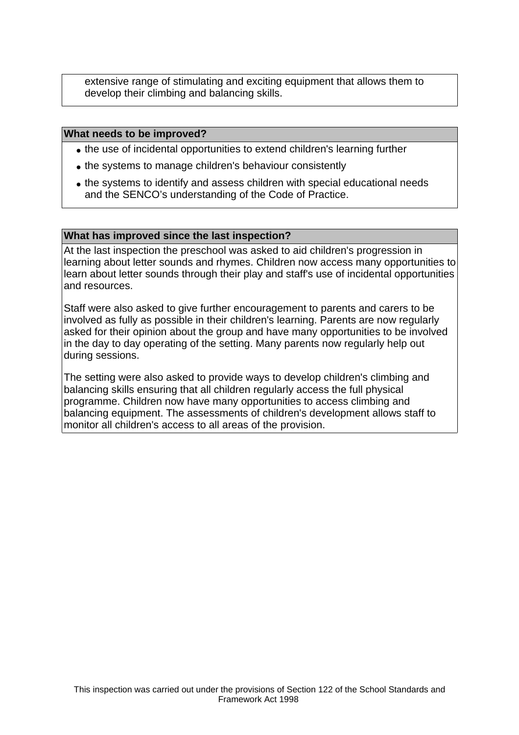extensive range of stimulating and exciting equipment that allows them to develop their climbing and balancing skills.

## What needs to be improved?

- the use of incidental opportunities to extend children's learning further
- the systems to manage children's behaviour consistently
- the systems to identify and assess children with special educational needs and the SENCO's understanding of the Code of Practice.

## What has improved since the last inspection?

At the last inspection the preschool was asked to aid children's progression in learning about letter sounds and rhymes. Children now access many opportunities to learn about letter sounds through their play and staff's use of incidental opportunities and resources.

Staff were also asked to give further encouragement to parents and carers to be involved as fully as possible in their children's learning. Parents are now regularly asked for their opinion about the group and have many opportunities to be involved in the day to day operating of the setting. Many parents now regularly help out during sessions.

The setting were also asked to provide ways to develop children's climbing and balancing skills ensuring that all children regularly access the full physical programme. Children now have many opportunities to access climbing and balancing equipment. The assessments of children's development allows staff to monitor all children's access to all areas of the provision.

This inspection was carried out under the provisions of Section 122 of the School Standards and Framework Act 1998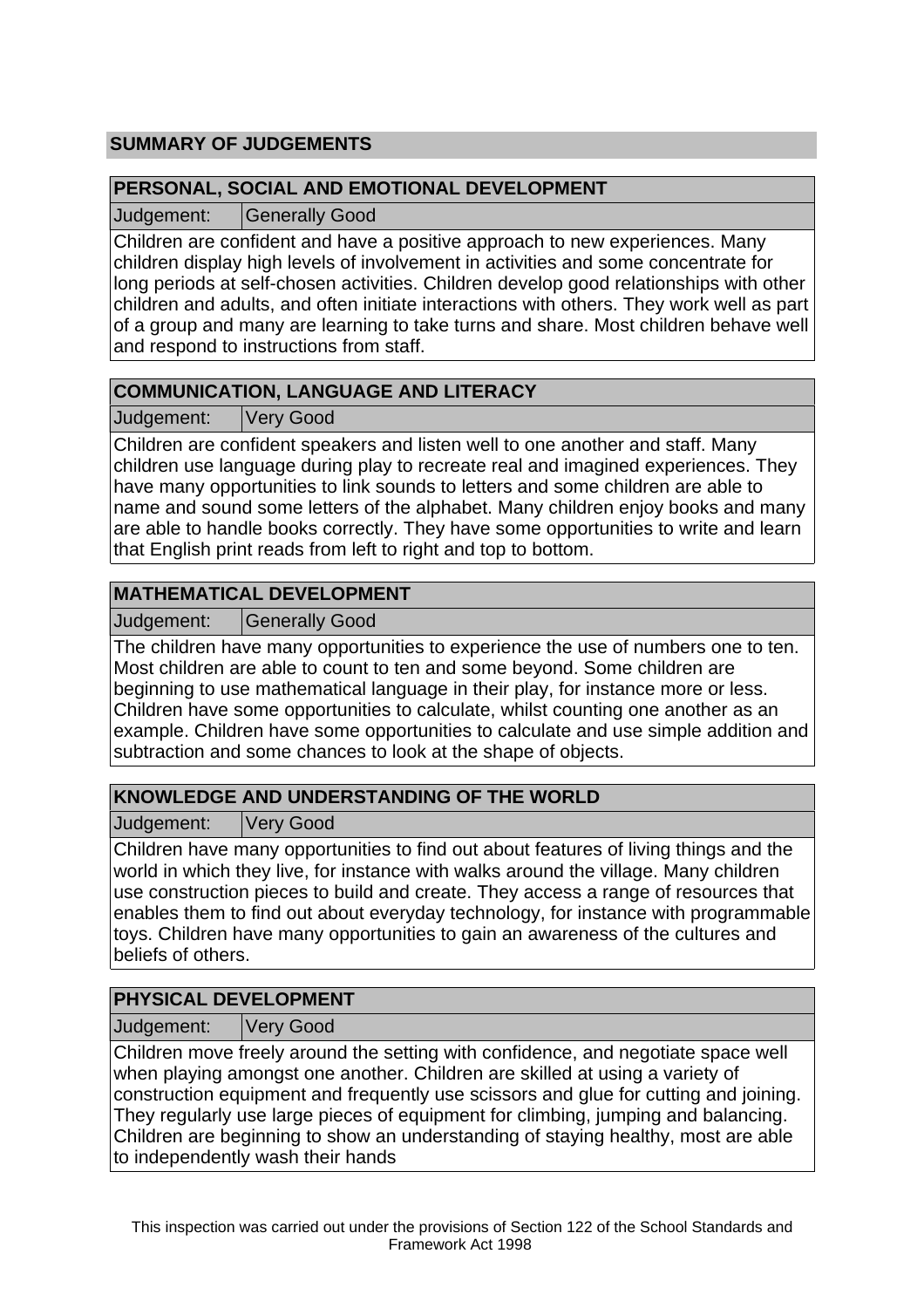## SUMMARY OF JUDGEMENTS

### PERSONAL, SOCIAL AND EMOTIONAL DEVELOPMENT

Judgement: Generally Good

Children are confident and have a positive approach to new experiences. Many children display high levels of involvement in activities and some concentrate for long periods at self-chosen activities. Children develop good relationships with other children and adults, and often initiate interactions with others. They work well as part of a group and many are learning to take turns and share. Most children behave well and respond to instructions from staff.

### COMMUNICATION, LANGUAGE AND LITERACY

Judgement: Very Good

Children are confident speakers and listen well to one another and staff. Many children use language during play to recreate real and imagined experiences. They have many opportunities to link sounds to letters and some children are able to name and sound some letters of the alphabet. Many children enjoy books and many are able to handle books correctly. They have some opportunities to write and learn that English print reads from left to right and top to bottom.

### MATHEMATICAL DEVELOPMENT

Judgement: Generally Good

The children have many opportunities to experience the use of numbers one to ten. Most children are able to count to ten and some beyond. Some children are beginning to use mathematical language in their play, for instance more or less. Children have some opportunities to calculate, whilst counting one another as an example. Children have some opportunities to calculate and use simple addition and subtraction and some chances to look at the shape of objects.

### KNOWLEDGE AND UNDERSTANDING OF THE WORLD

Judgement: Very Good

Children have many opportunities to find out about features of living things and the world in which they live, for instance with walks around the village. Many children use construction pieces to build and create. They access a range of resources that enables them to find out about everyday technology, for instance with programmable toys. Children have many opportunities to gain an awareness of the cultures and beliefs of others.

### PHYSICAL DEVELOPMENT

Judgement: Very Good

Children move freely around the setting with confidence, and negotiate space well when playing amongst one another. Children are skilled at using a variety of construction equipment and frequently use scissors and glue for cutting and joining. They regularly use large pieces of equipment for climbing, jumping and balancing. Children are beginning to show an understanding of staying healthy, most are able to independently wash their hands

This inspection was carried out under the provisions of Section 122 of the School Standards and Framework Act 1998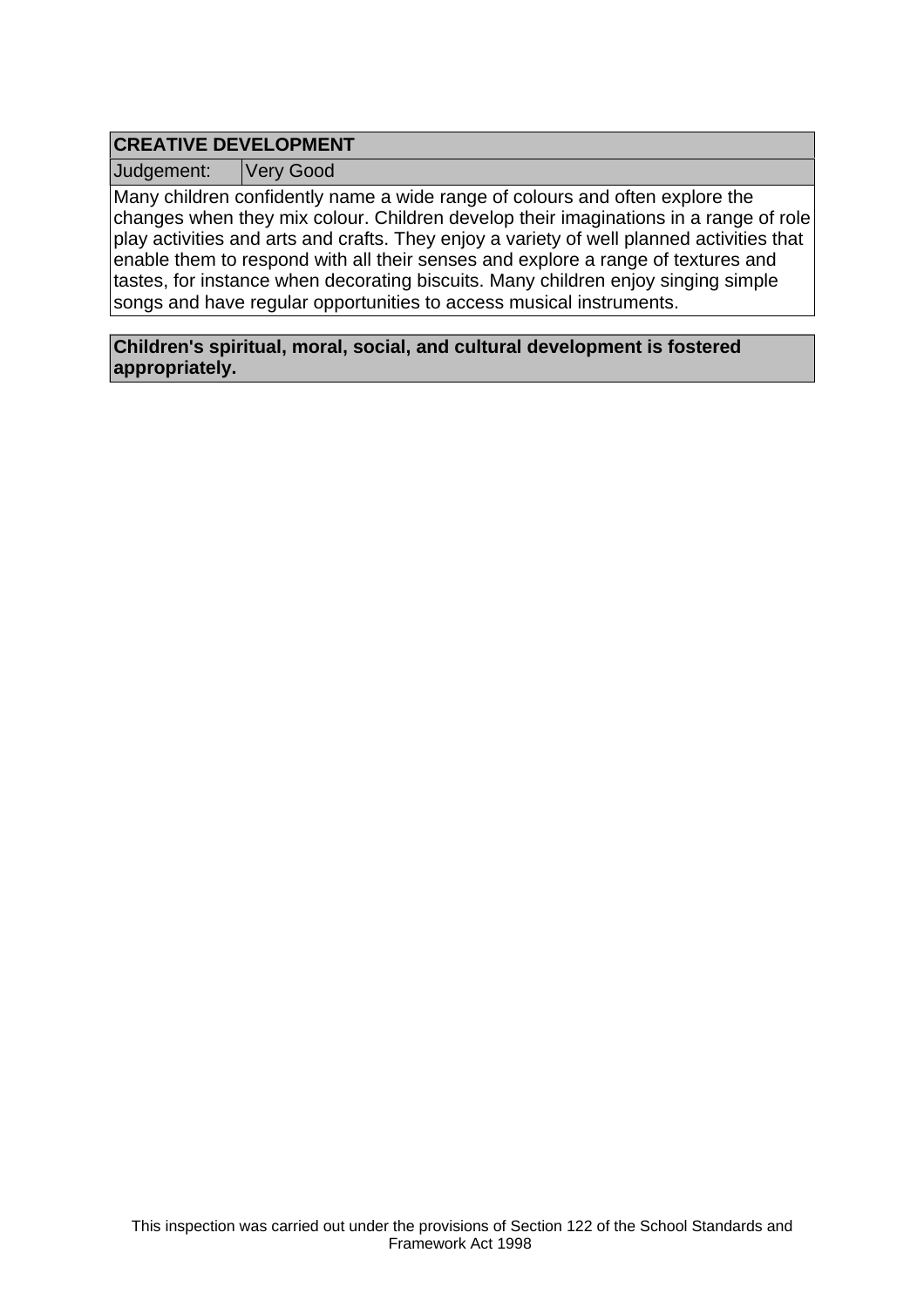## CREATIVE DEVELOPMENT

| Judgement: | Very Good |
| --- | --- |

Many children confidently name a wide range of colours and often explore the changes when they mix colour. Children develop their imaginations in a range of role play activities and arts and crafts. They enjoy a variety of well planned activities that enable them to respond with all their senses and explore a range of textures and tastes, for instance when decorating biscuits. Many children enjoy singing simple songs and have regular opportunities to access musical instruments.

**Children's spiritual, moral, social, and cultural development is fostered appropriately.**

This inspection was carried out under the provisions of Section 122 of the School Standards and Framework Act 1998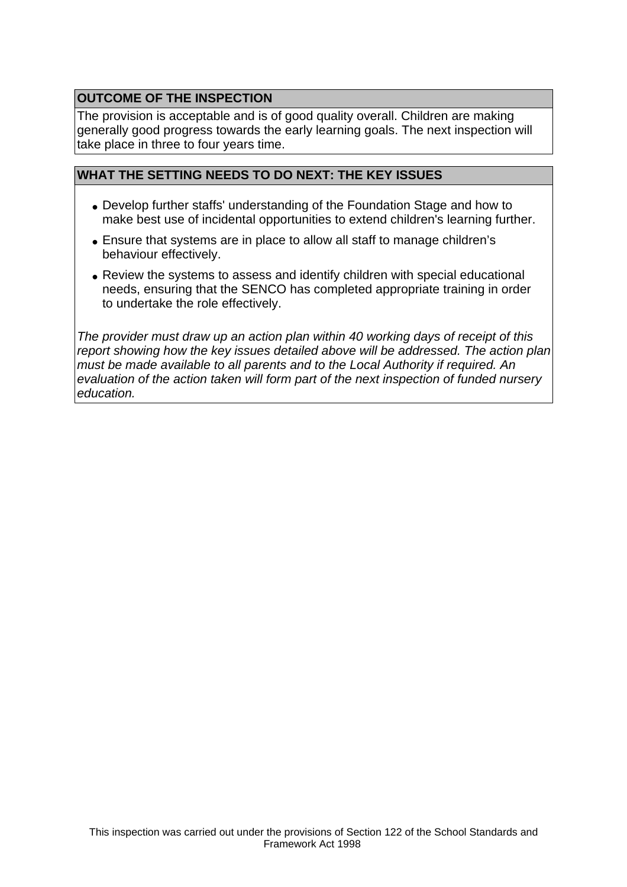## OUTCOME OF THE INSPECTION

The provision is acceptable and is of good quality overall. Children are making generally good progress towards the early learning goals. The next inspection will take place in three to four years time.

## WHAT THE SETTING NEEDS TO DO NEXT: THE KEY ISSUES

- Develop further staffs' understanding of the Foundation Stage and how to make best use of incidental opportunities to extend children's learning further.
- Ensure that systems are in place to allow all staff to manage children's behaviour effectively.
- Review the systems to assess and identify children with special educational needs, ensuring that the SENCO has completed appropriate training in order to undertake the role effectively.

*The provider must draw up an action plan within 40 working days of receipt of this report showing how the key issues detailed above will be addressed. The action plan must be made available to all parents and to the Local Authority if required. An evaluation of the action taken will form part of the next inspection of funded nursery education.*

This inspection was carried out under the provisions of Section 122 of the School Standards and Framework Act 1998